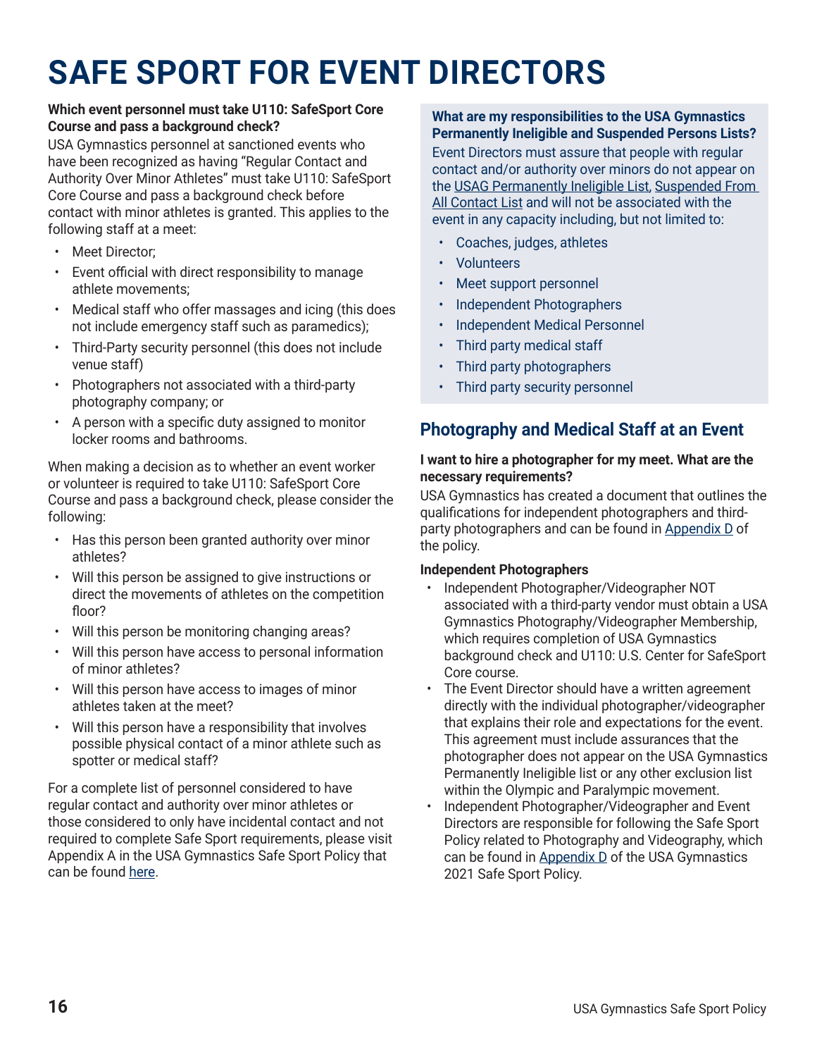# SAFE SPORT FOR EVENT DIRECTORS

**Which event personnel must take U110: SafeSport Core Course and pass a background check?**

USA Gymnastics personnel at sanctioned events who have been recognized as having "Regular Contact and Authority Over Minor Athletes" must take U110: SafeSport Core Course and pass a background check before contact with minor athletes is granted. This applies to the following staff at a meet:

- Meet Director;
- Event official with direct responsibility to manage athlete movements;
- Medical staff who offer massages and icing (this does not include emergency staff such as paramedics);
- Third-Party security personnel (this does not include venue staff)
- Photographers not associated with a third-party photography company; or
- A person with a specific duty assigned to monitor locker rooms and bathrooms.

When making a decision as to whether an event worker or volunteer is required to take U110: SafeSport Core Course and pass a background check, please consider the following:

- Has this person been granted authority over minor athletes?
- Will this person be assigned to give instructions or direct the movements of athletes on the competition floor?
- Will this person be monitoring changing areas?
- Will this person have access to personal information of minor athletes?
- Will this person have access to images of minor athletes taken at the meet?
- Will this person have a responsibility that involves possible physical contact of a minor athlete such as spotter or medical staff?

For a complete list of personnel considered to have regular contact and authority over minor athletes or those considered to only have incidental contact and not required to complete Safe Sport requirements, please visit Appendix A in the USA Gymnastics Safe Sport Policy that can be found here.

**What are my responsibilities to the USA Gymnastics Permanently Ineligible and Suspended Persons Lists?**

Event Directors must assure that people with regular contact and/or authority over minors do not appear on the USAG Permanently Ineligible List, Suspended From All Contact List and will not be associated with the event in any capacity including, but not limited to:

- Coaches, judges, athletes
- Volunteers
- Meet support personnel
- Independent Photographers
- Independent Medical Personnel
- Third party medical staff
- Third party photographers
- Third party security personnel

## Photography and Medical Staff at an Event

**I want to hire a photographer for my meet. What are the necessary requirements?**

USA Gymnastics has created a document that outlines the qualifications for independent photographers and third-party photographers and can be found in Appendix D of the policy.

**Independent Photographers**

- Independent Photographer/Videographer NOT associated with a third-party vendor must obtain a USA Gymnastics Photography/Videographer Membership, which requires completion of USA Gymnastics background check and U110: U.S. Center for SafeSport Core course.
- The Event Director should have a written agreement directly with the individual photographer/videographer that explains their role and expectations for the event. This agreement must include assurances that the photographer does not appear on the USA Gymnastics Permanently Ineligible list or any other exclusion list within the Olympic and Paralympic movement.
- Independent Photographer/Videographer and Event Directors are responsible for following the Safe Sport Policy related to Photography and Videography, which can be found in Appendix D of the USA Gymnastics 2021 Safe Sport Policy.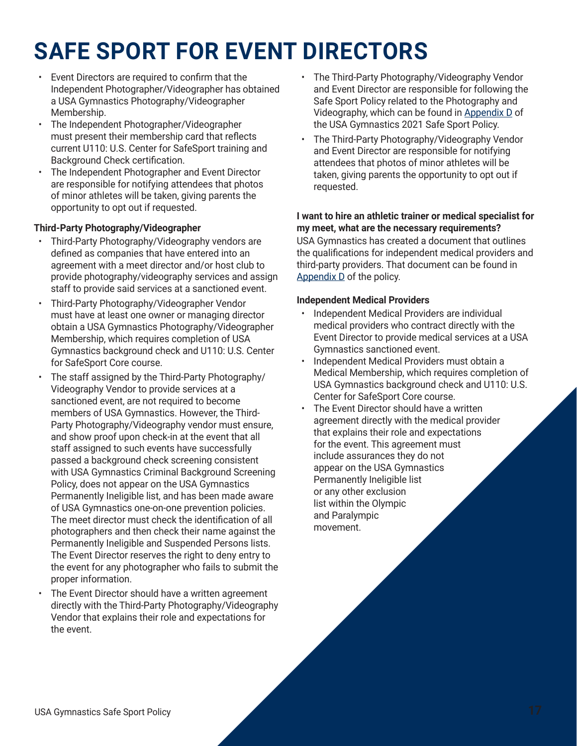# SAFE SPORT FOR EVENT DIRECTORS

- Event Directors are required to confirm that the Independent Photographer/Videographer has obtained a USA Gymnastics Photography/Videographer Membership.
- The Independent Photographer/Videographer must present their membership card that reflects current U110: U.S. Center for SafeSport training and Background Check certification.
- The Independent Photographer and Event Director are responsible for notifying attendees that photos of minor athletes will be taken, giving parents the opportunity to opt out if requested.

**Third-Party Photography/Videographer**

- Third-Party Photography/Videography vendors are defined as companies that have entered into an agreement with a meet director and/or host club to provide photography/videography services and assign staff to provide said services at a sanctioned event.
- Third-Party Photography/Videographer Vendor must have at least one owner or managing director obtain a USA Gymnastics Photography/Videographer Membership, which requires completion of USA Gymnastics background check and U110: U.S. Center for SafeSport Core course.
- The staff assigned by the Third-Party Photography/Videography Vendor to provide services at a sanctioned event, are not required to become members of USA Gymnastics. However, the Third-Party Photography/Videography vendor must ensure, and show proof upon check-in at the event that all staff assigned to such events have successfully passed a background check screening consistent with USA Gymnastics Criminal Background Screening Policy, does not appear on the USA Gymnastics Permanently Ineligible list, and has been made aware of USA Gymnastics one-on-one prevention policies. The meet director must check the identification of all photographers and then check their name against the Permanently Ineligible and Suspended Persons lists. The Event Director reserves the right to deny entry to the event for any photographer who fails to submit the proper information.
- The Event Director should have a written agreement directly with the Third-Party Photography/Videography Vendor that explains their role and expectations for the event.
- The Third-Party Photography/Videography Vendor and Event Director are responsible for following the Safe Sport Policy related to the Photography and Videography, which can be found in Appendix D of the USA Gymnastics 2021 Safe Sport Policy.
- The Third-Party Photography/Videography Vendor and Event Director are responsible for notifying attendees that photos of minor athletes will be taken, giving parents the opportunity to opt out if requested.

**I want to hire an athletic trainer or medical specialist for my meet, what are the necessary requirements?**
USA Gymnastics has created a document that outlines the qualifications for independent medical providers and third-party providers. That document can be found in Appendix D of the policy.

**Independent Medical Providers**

- Independent Medical Providers are individual medical providers who contract directly with the Event Director to provide medical services at a USA Gymnastics sanctioned event.
- Independent Medical Providers must obtain a Medical Membership, which requires completion of USA Gymnastics background check and U110: U.S. Center for SafeSport Core course.
- The Event Director should have a written agreement directly with the medical provider that explains their role and expectations for the event. This agreement must include assurances they do not appear on the USA Gymnastics Permanently Ineligible list or any other exclusion list within the Olympic and Paralympic movement.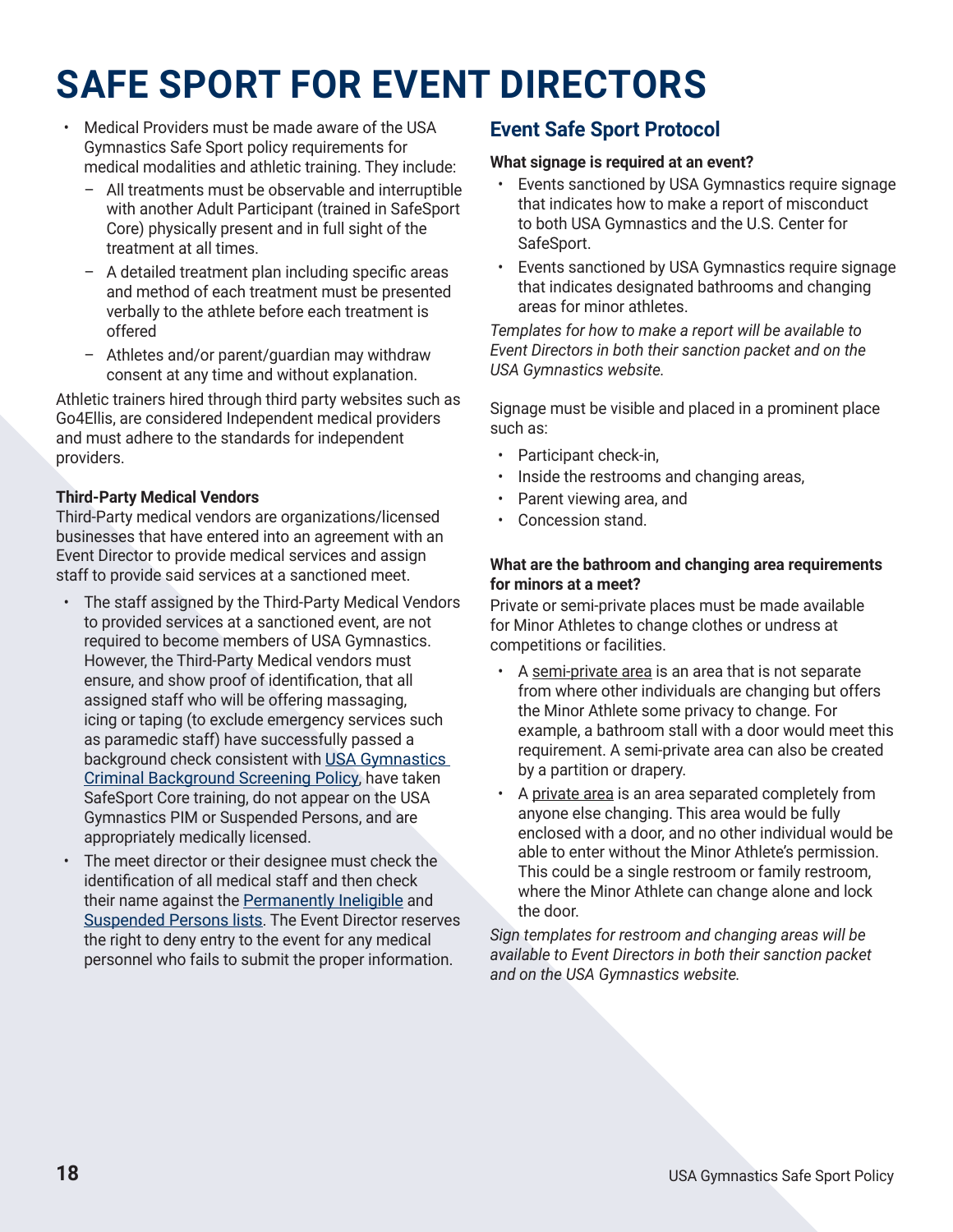# SAFE SPORT FOR EVENT DIRECTORS

- Medical Providers must be made aware of the USA Gymnastics Safe Sport policy requirements for medical modalities and athletic training. They include:
  - All treatments must be observable and interruptible with another Adult Participant (trained in SafeSport Core) physically present and in full sight of the treatment at all times.
  - A detailed treatment plan including specific areas and method of each treatment must be presented verbally to the athlete before each treatment is offered
  - Athletes and/or parent/guardian may withdraw consent at any time and without explanation.

Athletic trainers hired through third party websites such as Go4Ellis, are considered Independent medical providers and must adhere to the standards for independent providers.

**Third-Party Medical Vendors**
Third-Party medical vendors are organizations/licensed businesses that have entered into an agreement with an Event Director to provide medical services and assign staff to provide said services at a sanctioned meet.

- The staff assigned by the Third-Party Medical Vendors to provided services at a sanctioned event, are not required to become members of USA Gymnastics. However, the Third-Party Medical vendors must ensure, and show proof of identification, that all assigned staff who will be offering massaging, icing or taping (to exclude emergency services such as paramedic staff) have successfully passed a background check consistent with USA Gymnastics Criminal Background Screening Policy, have taken SafeSport Core training, do not appear on the USA Gymnastics PIM or Suspended Persons, and are appropriately medically licensed.
- The meet director or their designee must check the identification of all medical staff and then check their name against the Permanently Ineligible and Suspended Persons lists. The Event Director reserves the right to deny entry to the event for any medical personnel who fails to submit the proper information.

## Event Safe Sport Protocol

**What signage is required at an event?**

- Events sanctioned by USA Gymnastics require signage that indicates how to make a report of misconduct to both USA Gymnastics and the U.S. Center for SafeSport.
- Events sanctioned by USA Gymnastics require signage that indicates designated bathrooms and changing areas for minor athletes.

*Templates for how to make a report will be available to Event Directors in both their sanction packet and on the USA Gymnastics website.*

Signage must be visible and placed in a prominent place such as:

- Participant check-in,
- Inside the restrooms and changing areas,
- Parent viewing area, and
- Concession stand.

**What are the bathroom and changing area requirements for minors at a meet?**
Private or semi-private places must be made available for Minor Athletes to change clothes or undress at competitions or facilities.

- A semi-private area is an area that is not separate from where other individuals are changing but offers the Minor Athlete some privacy to change. For example, a bathroom stall with a door would meet this requirement. A semi-private area can also be created by a partition or drapery.
- A private area is an area separated completely from anyone else changing. This area would be fully enclosed with a door, and no other individual would be able to enter without the Minor Athlete's permission. This could be a single restroom or family restroom, where the Minor Athlete can change alone and lock the door.

*Sign templates for restroom and changing areas will be available to Event Directors in both their sanction packet and on the USA Gymnastics website.*